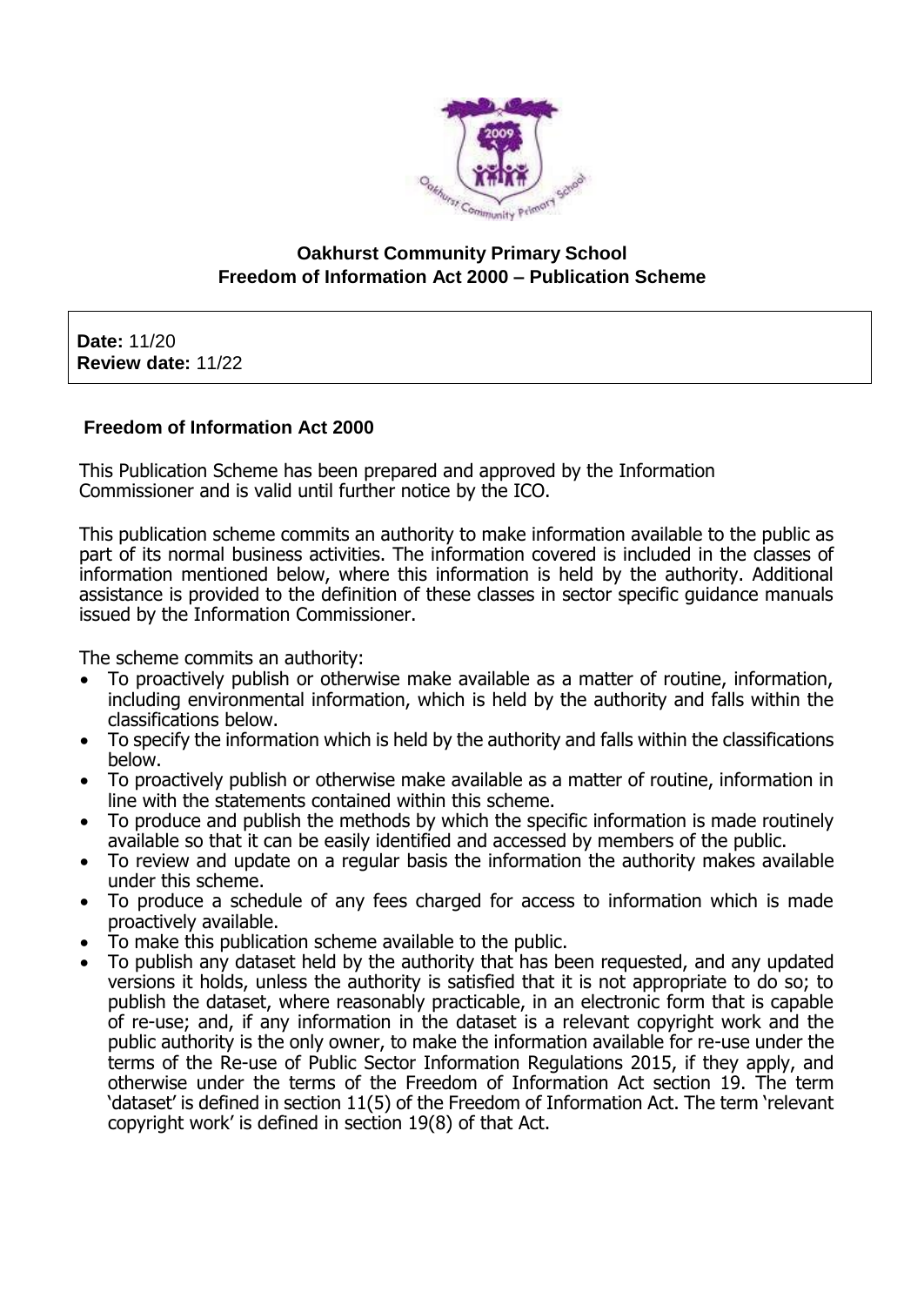**Oakhurst Community Primary School**
**Freedom of Information Act 2000 – Publication Scheme**

**Date:** 11/20
**Review date:** 11/22

### Freedom of Information Act 2000

This Publication Scheme has been prepared and approved by the Information Commissioner and is valid until further notice by the ICO.

This publication scheme commits an authority to make information available to the public as part of its normal business activities. The information covered is included in the classes of information mentioned below, where this information is held by the authority. Additional assistance is provided to the definition of these classes in sector specific guidance manuals issued by the Information Commissioner.

The scheme commits an authority:

- To proactively publish or otherwise make available as a matter of routine, information, including environmental information, which is held by the authority and falls within the classifications below.
- To specify the information which is held by the authority and falls within the classifications below.
- To proactively publish or otherwise make available as a matter of routine, information in line with the statements contained within this scheme.
- To produce and publish the methods by which the specific information is made routinely available so that it can be easily identified and accessed by members of the public.
- To review and update on a regular basis the information the authority makes available under this scheme.
- To produce a schedule of any fees charged for access to information which is made proactively available.
- To make this publication scheme available to the public.
- To publish any dataset held by the authority that has been requested, and any updated versions it holds, unless the authority is satisfied that it is not appropriate to do so; to publish the dataset, where reasonably practicable, in an electronic form that is capable of re-use; and, if any information in the dataset is a relevant copyright work and the public authority is the only owner, to make the information available for re-use under the terms of the Re-use of Public Sector Information Regulations 2015, if they apply, and otherwise under the terms of the Freedom of Information Act section 19. The term 'dataset' is defined in section 11(5) of the Freedom of Information Act. The term 'relevant copyright work' is defined in section 19(8) of that Act.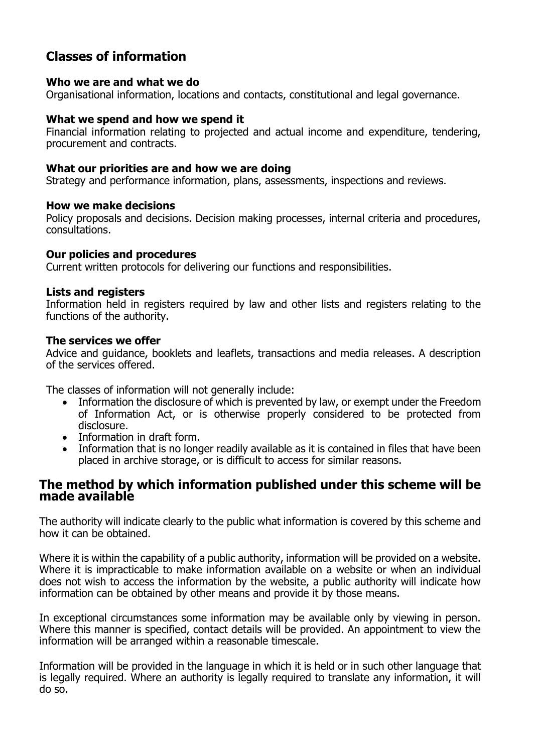## Classes of information

### Who we are and what we do

Organisational information, locations and contacts, constitutional and legal governance.

### What we spend and how we spend it

Financial information relating to projected and actual income and expenditure, tendering, procurement and contracts.

### What our priorities are and how we are doing

Strategy and performance information, plans, assessments, inspections and reviews.

### How we make decisions

Policy proposals and decisions. Decision making processes, internal criteria and procedures, consultations.

### Our policies and procedures

Current written protocols for delivering our functions and responsibilities.

### Lists and registers

Information held in registers required by law and other lists and registers relating to the functions of the authority.

### The services we offer

Advice and guidance, booklets and leaflets, transactions and media releases. A description of the services offered.

The classes of information will not generally include:

- Information the disclosure of which is prevented by law, or exempt under the Freedom of Information Act, or is otherwise properly considered to be protected from disclosure.
- Information in draft form.
- Information that is no longer readily available as it is contained in files that have been placed in archive storage, or is difficult to access for similar reasons.

## The method by which information published under this scheme will be made available

The authority will indicate clearly to the public what information is covered by this scheme and how it can be obtained.

Where it is within the capability of a public authority, information will be provided on a website. Where it is impracticable to make information available on a website or when an individual does not wish to access the information by the website, a public authority will indicate how information can be obtained by other means and provide it by those means.

In exceptional circumstances some information may be available only by viewing in person. Where this manner is specified, contact details will be provided. An appointment to view the information will be arranged within a reasonable timescale.

Information will be provided in the language in which it is held or in such other language that is legally required. Where an authority is legally required to translate any information, it will do so.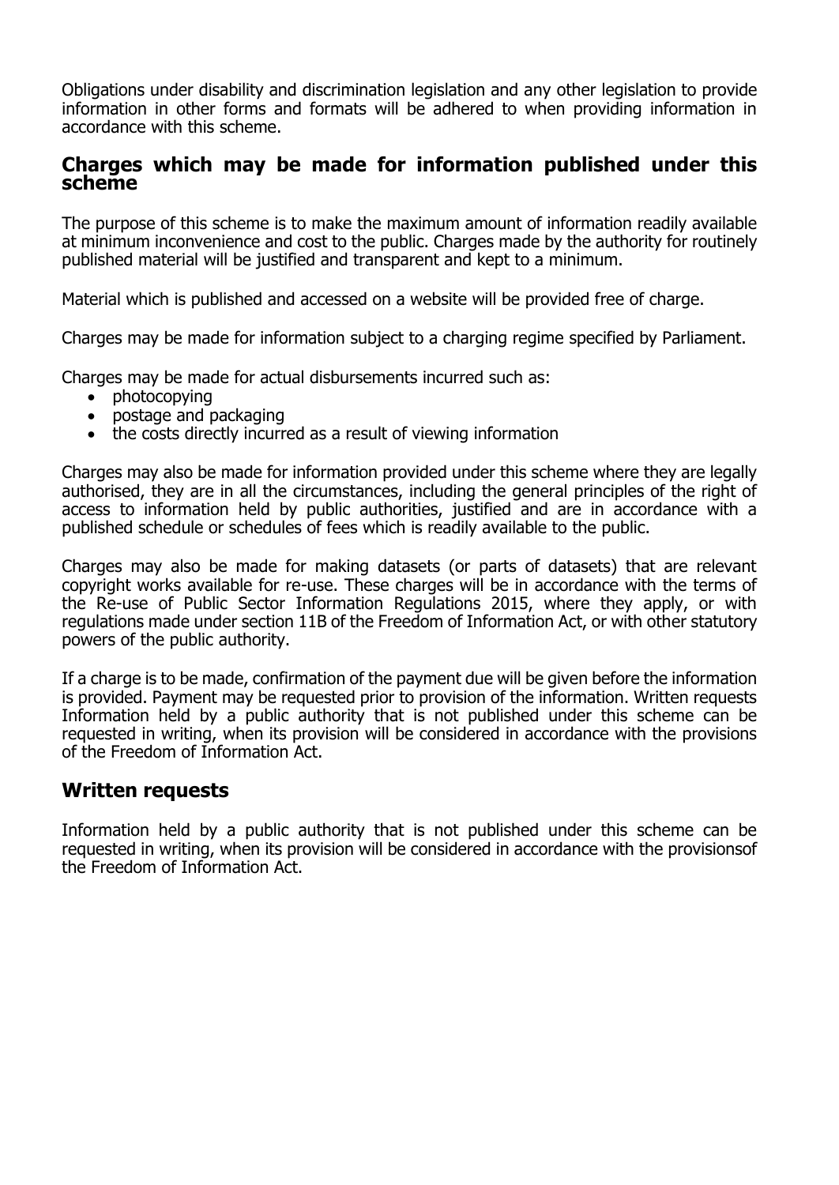Obligations under disability and discrimination legislation and any other legislation to provide information in other forms and formats will be adhered to when providing information in accordance with this scheme.

## Charges which may be made for information published under this scheme

The purpose of this scheme is to make the maximum amount of information readily available at minimum inconvenience and cost to the public. Charges made by the authority for routinely published material will be justified and transparent and kept to a minimum.

Material which is published and accessed on a website will be provided free of charge.

Charges may be made for information subject to a charging regime specified by Parliament.

Charges may be made for actual disbursements incurred such as:

- photocopying
- postage and packaging
- the costs directly incurred as a result of viewing information

Charges may also be made for information provided under this scheme where they are legally authorised, they are in all the circumstances, including the general principles of the right of access to information held by public authorities, justified and are in accordance with a published schedule or schedules of fees which is readily available to the public.

Charges may also be made for making datasets (or parts of datasets) that are relevant copyright works available for re-use. These charges will be in accordance with the terms of the Re-use of Public Sector Information Regulations 2015, where they apply, or with regulations made under section 11B of the Freedom of Information Act, or with other statutory powers of the public authority.

If a charge is to be made, confirmation of the payment due will be given before the information is provided. Payment may be requested prior to provision of the information. Written requests Information held by a public authority that is not published under this scheme can be requested in writing, when its provision will be considered in accordance with the provisions of the Freedom of Information Act.

## Written requests

Information held by a public authority that is not published under this scheme can be requested in writing, when its provision will be considered in accordance with the provisionsof the Freedom of Information Act.